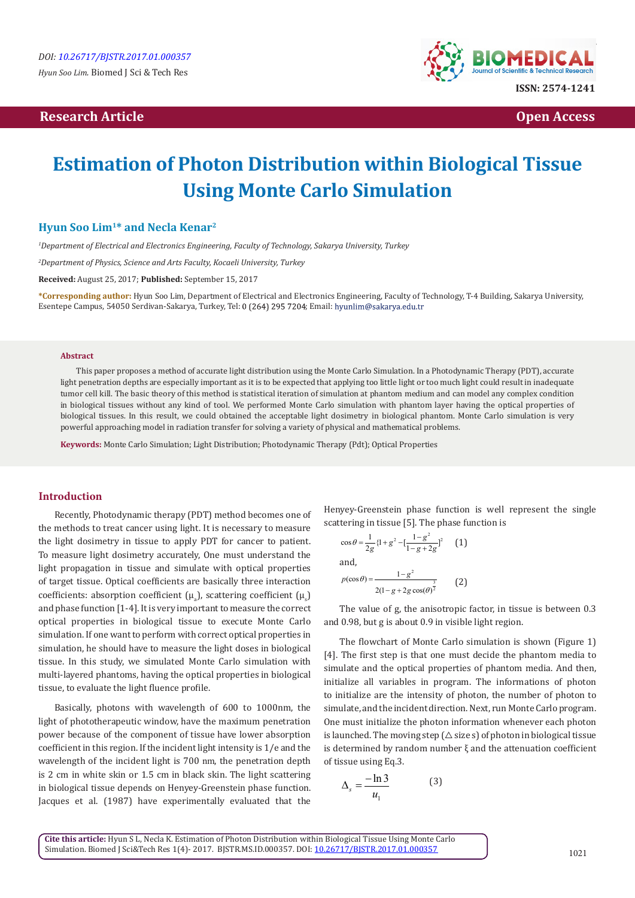DOI: 10.26717/BJSTR.2017.01.000357

*Hyun Soo Lim.* Biomed J Sci & Tech Res

ISSN: 2574-1241

**Research Article** — **Open Access**

# Estimation of Photon Distribution within Biological Tissue Using Monte Carlo Simulation

**Hyun Soo Lim[1]* and Necla Kenar[2]**

*[1]Department of Electrical and Electronics Engineering, Faculty of Technology, Sakarya University, Turkey*

*[2]Department of Physics, Science and Arts Faculty, Kocaeli University, Turkey*

**Received:** August 25, 2017; **Published:** September 15, 2017

**\*Corresponding author:** Hyun Soo Lim, Department of Electrical and Electronics Engineering, Faculty of Technology, T-4 Building, Sakarya University, Esentepe Campus, 54050 Serdivan-Sakarya, Turkey, Tel: 0 (264) 295 7204; Email: hyunlim@sakarya.edu.tr

## Abstract

This paper proposes a method of accurate light distribution using the Monte Carlo Simulation. In a Photodynamic Therapy (PDT), accurate light penetration depths are especially important as it is to be expected that applying too little light or too much light could result in inadequate tumor cell kill. The basic theory of this method is statistical iteration of simulation at phantom medium and can model any complex condition in biological tissues without any kind of tool. We performed Monte Carlo simulation with phantom layer having the optical properties of biological tissues. In this result, we could obtained the acceptable light dosimetry in biological phantom. Monte Carlo simulation is very powerful approaching model in radiation transfer for solving a variety of physical and mathematical problems.

**Keywords:** Monte Carlo Simulation; Light Distribution; Photodynamic Therapy (Pdt); Optical Properties

## Introduction

Recently, Photodynamic therapy (PDT) method becomes one of the methods to treat cancer using light. It is necessary to measure the light dosimetry in tissue to apply PDT for cancer to patient. To measure light dosimetry accurately, One must understand the light propagation in tissue and simulate with optical properties of target tissue. Optical coefficients are basically three interaction coefficients: absorption coefficient ($\mu_a$), scattering coefficient ($\mu_s$) and phase function [1-4]. It is very important to measure the correct optical properties in biological tissue to execute Monte Carlo simulation. If one want to perform with correct optical properties in simulation, he should have to measure the light doses in biological tissue. In this study, we simulated Monte Carlo simulation with multi-layered phantoms, having the optical properties in biological tissue, to evaluate the light fluence profile.

Basically, photons with wavelength of 600 to 1000nm, the light of phototherapeutic window, have the maximum penetration power because of the component of tissue have lower absorption coefficient in this region. If the incident light intensity is 1/e and the wavelength of the incident light is 700 nm, the penetration depth is 2 cm in white skin or 1.5 cm in black skin. The light scattering in biological tissue depends on Henyey-Greenstein phase function. Jacques et al. (1987) have experimentally evaluated that the Henyey-Greenstein phase function is well represent the single scattering in tissue [5]. The phase function is

$$\cos\theta = \frac{1}{2g}\{1+g^2-[\frac{1-g^2}{1-g+2g}]^2 \qquad (1)$$

and,

$$p(\cos\theta) = \frac{1-g^2}{2(1-g+2g\cos(\theta)^{\frac{3}{2}}} \qquad (2)$$

The value of g, the anisotropic factor, in tissue is between 0.3 and 0.98, but g is about 0.9 in visible light region.

The flowchart of Monte Carlo simulation is shown (Figure 1) [4]. The first step is that one must decide the phantom media to simulate and the optical properties of phantom media. And then, initialize all variables in program. The informations of photon to initialize are the intensity of photon, the number of photon to simulate, and the incident direction. Next, run Monte Carlo program. One must initialize the photon information whenever each photon is launched. The moving step (△ size s) of photon in biological tissue is determined by random number ξ and the attenuation coefficient of tissue using Eq.3.

$$\Delta_s = \frac{-\ln 3}{u_1} \qquad (3)$$

**Cite this article:** Hyun S L, Necla K. Estimation of Photon Distribution within Biological Tissue Using Monte Carlo Simulation. Biomed J Sci&Tech Res 1(4)- 2017. BJSTR.MS.ID.000357. DOI: 10.26717/BJSTR.2017.01.000357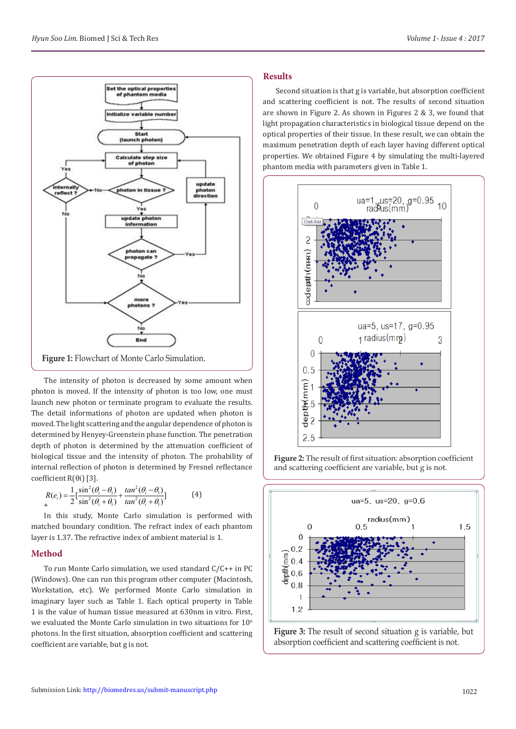Figure 1: Flowchart of Monte Carlo Simulation.

The intensity of photon is decreased by some amount when photon is moved. If the intensity of photon is too low, one must launch new photon or terminate program to evaluate the results. The detail informations of photon are updated when photon is moved. The light scattering and the angular dependence of photon is determined by Henyey-Greenstein phase function. The penetration depth of photon is determined by the attenuation coefficient of biological tissue and the intensity of photon. The probability of internal reflection of photon is determined by Fresnel reflectance coefficient R(θi) [3].

$$R(e_i) = \frac{1}{2}\left[\frac{\sin^2(\theta_i - \theta_t)}{\sin^2(\theta_i + \theta_t)} + \frac{\tan^2(\theta_i - \theta_t)}{\tan^2(\theta_i + \theta_t)}\right] \qquad (4)$$

In this study, Monte Carlo simulation is performed with matched boundary condition. The refract index of each phantom layer is 1.37. The refractive index of ambient material is 1.

## Method

To run Monte Carlo simulation, we used standard C/C++ in PC (Windows). One can run this program other computer (Macintosh, Workstation, etc). We performed Monte Carlo simulation in imaginary layer such as Table 1. Each optical property in Table 1 is the value of human tissue measured at 630nm in vitro. First, we evaluated the Monte Carlo simulation in two situations for $10^6$ photons. In the first situation, absorption coefficient and scattering coefficient are variable, but g is not.

## Results

Second situation is that g is variable, but absorption coefficient and scattering coefficient is not. The results of second situation are shown in Figure 2. As shown in Figures 2 & 3, we found that light propagation characteristics in biological tissue depend on the optical properties of their tissue. In these result, we can obtain the maximum penetration depth of each layer having different optical properties. We obtained Figure 4 by simulating the multi-layered phantom media with parameters given in Table 1.

Figure 2: The result of first situation: absorption coefficient and scattering coefficient are variable, but g is not.

Figure 3: The result of second situation g is variable, but absorption coefficient and scattering coefficient is not.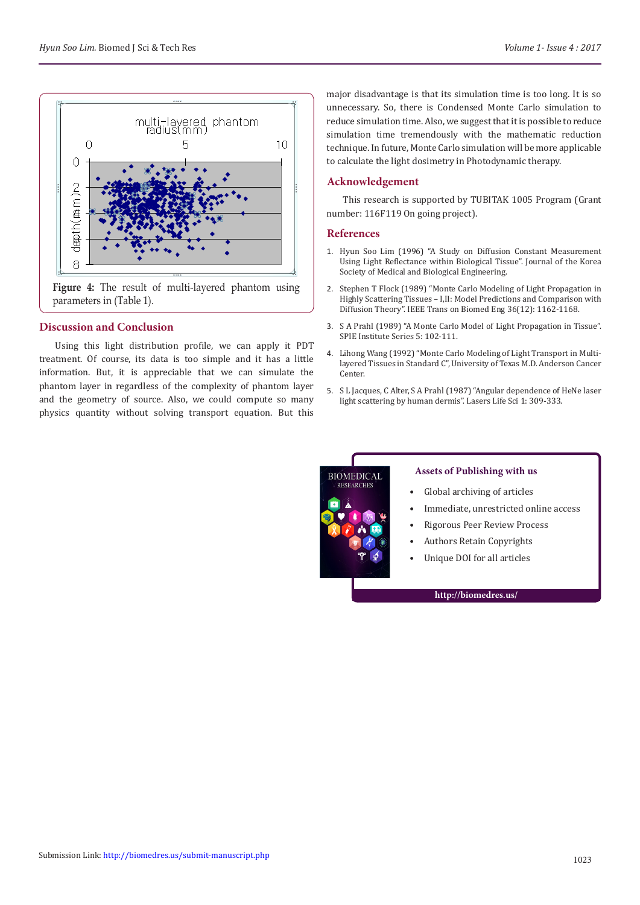multi-layered phantom
radius(mm)
0 5 10
depth(mm)
0
2
4
6
8

**Figure 4:** The result of multi-layered phantom using parameters in (Table 1).

## Discussion and Conclusion

Using this light distribution profile, we can apply it PDT treatment. Of course, its data is too simple and it has a little information. But, it is appreciable that we can simulate the phantom layer in regardless of the complexity of phantom layer and the geometry of source. Also, we could compute so many physics quantity without solving transport equation. But this major disadvantage is that its simulation time is too long. It is so unnecessary. So, there is Condensed Monte Carlo simulation to reduce simulation time. Also, we suggest that it is possible to reduce simulation time tremendously with the mathematic reduction technique. In future, Monte Carlo simulation will be more applicable to calculate the light dosimetry in Photodynamic therapy.

## Acknowledgement

This research is supported by TUBITAK 1005 Program (Grant number: 116F119 On going project).

## References

1. Hyun Soo Lim (1996) "A Study on Diffusion Constant Measurement Using Light Reflectance within Biological Tissue". Journal of the Korea Society of Medical and Biological Engineering.
2. Stephen T Flock (1989) "Monte Carlo Modeling of Light Propagation in Highly Scattering Tissues – I,II: Model Predictions and Comparison with Diffusion Theory". IEEE Trans on Biomed Eng 36(12): 1162-1168.
3. S A Prahl (1989) "A Monte Carlo Model of Light Propagation in Tissue". SPIE Institute Series 5: 102-111.
4. Lihong Wang (1992) "Monte Carlo Modeling of Light Transport in Multi-layered Tissues in Standard C", University of Texas M.D. Anderson Cancer Center.
5. S L Jacques, C Alter, S A Prahl (1987) "Angular dependence of HeNe laser light scattering by human dermis". Lasers Life Sci 1: 309-333.

BIOMEDICAL RESEARCHES

### Assets of Publishing with us

- Global archiving of articles
- Immediate, unrestricted online access
- Rigorous Peer Review Process
- Authors Retain Copyrights
- Unique DOI for all articles

http://biomedres.us/

Submission Link: http://biomedres.us/submit-manuscript.php